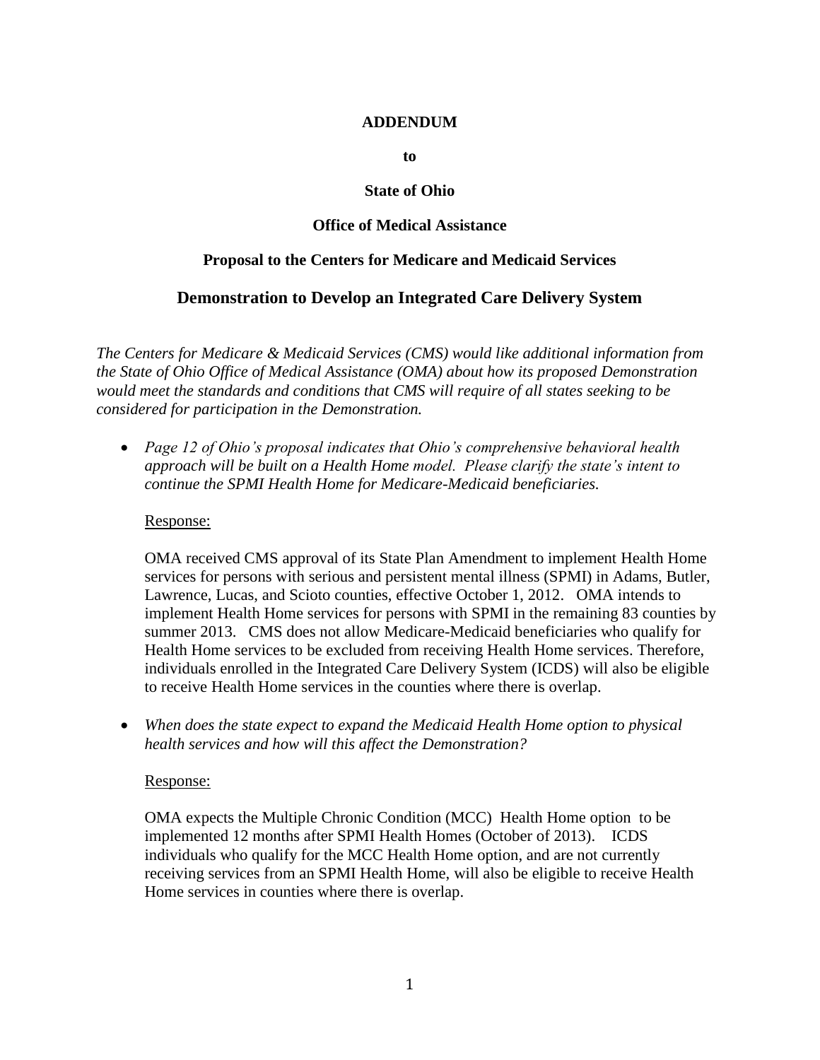**ADDENDUM**

**to**

**State of Ohio**

**Office of Medical Assistance**

**Proposal to the Centers for Medicare and Medicaid Services**

# Demonstration to Develop an Integrated Care Delivery System

*The Centers for Medicare & Medicaid Services (CMS) would like additional information from the State of Ohio Office of Medical Assistance (OMA) about how its proposed Demonstration would meet the standards and conditions that CMS will require of all states seeking to be considered for participation in the Demonstration.*

- *Page 12 of Ohio's proposal indicates that Ohio's comprehensive behavioral health approach will be built on a Health Home model. Please clarify the state's intent to continue the SPMI Health Home for Medicare-Medicaid beneficiaries.*

  Response:

  OMA received CMS approval of its State Plan Amendment to implement Health Home services for persons with serious and persistent mental illness (SPMI) in Adams, Butler, Lawrence, Lucas, and Scioto counties, effective October 1, 2012. OMA intends to implement Health Home services for persons with SPMI in the remaining 83 counties by summer 2013. CMS does not allow Medicare-Medicaid beneficiaries who qualify for Health Home services to be excluded from receiving Health Home services. Therefore, individuals enrolled in the Integrated Care Delivery System (ICDS) will also be eligible to receive Health Home services in the counties where there is overlap.

- *When does the state expect to expand the Medicaid Health Home option to physical health services and how will this affect the Demonstration?*

  Response:

  OMA expects the Multiple Chronic Condition (MCC) Health Home option to be implemented 12 months after SPMI Health Homes (October of 2013). ICDS individuals who qualify for the MCC Health Home option, and are not currently receiving services from an SPMI Health Home, will also be eligible to receive Health Home services in counties where there is overlap.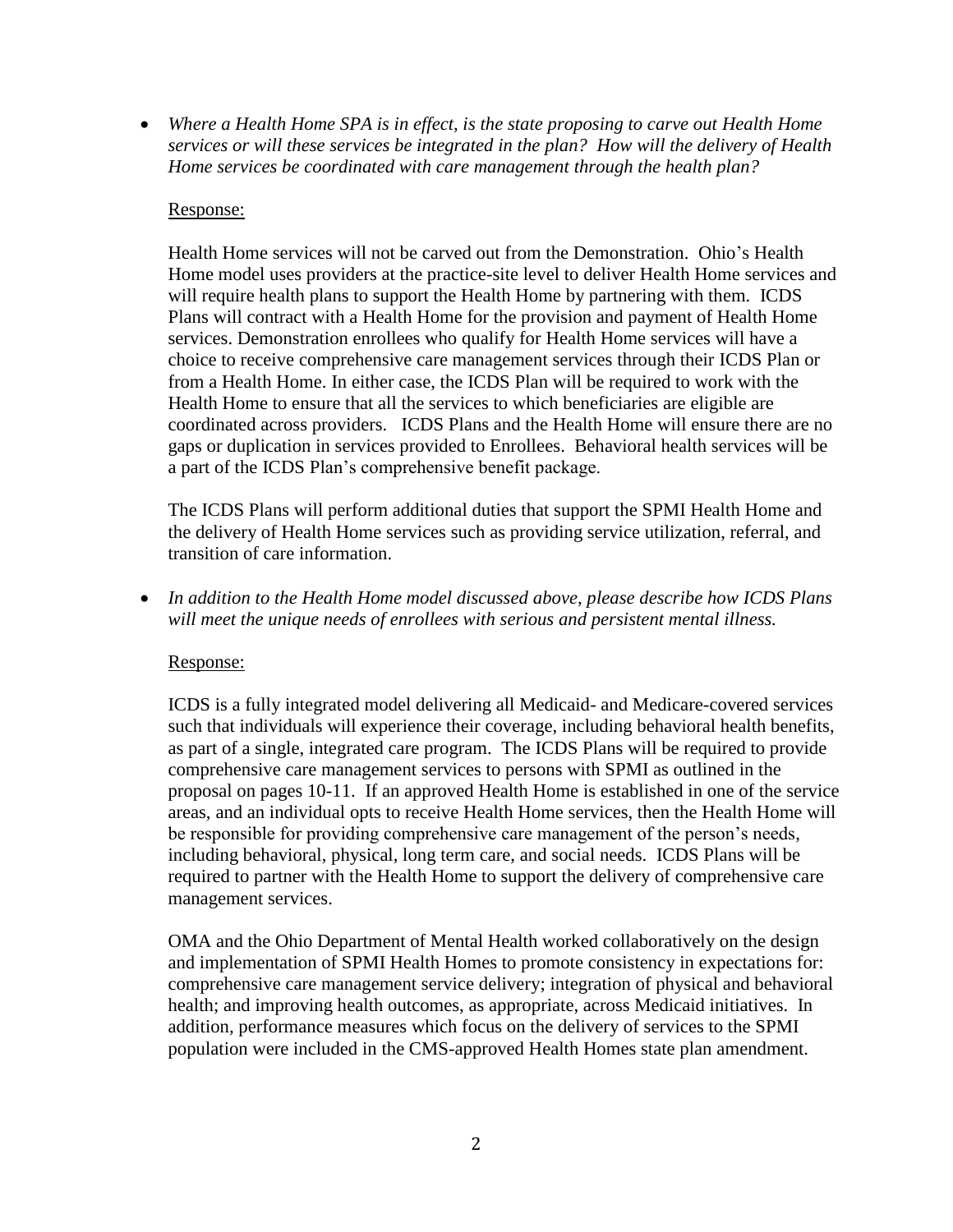- *Where a Health Home SPA is in effect, is the state proposing to carve out Health Home services or will these services be integrated in the plan? How will the delivery of Health Home services be coordinated with care management through the health plan?*

  <u>Response:</u>

  Health Home services will not be carved out from the Demonstration. Ohio's Health Home model uses providers at the practice-site level to deliver Health Home services and will require health plans to support the Health Home by partnering with them. ICDS Plans will contract with a Health Home for the provision and payment of Health Home services. Demonstration enrollees who qualify for Health Home services will have a choice to receive comprehensive care management services through their ICDS Plan or from a Health Home. In either case, the ICDS Plan will be required to work with the Health Home to ensure that all the services to which beneficiaries are eligible are coordinated across providers. ICDS Plans and the Health Home will ensure there are no gaps or duplication in services provided to Enrollees. Behavioral health services will be a part of the ICDS Plan's comprehensive benefit package.

  The ICDS Plans will perform additional duties that support the SPMI Health Home and the delivery of Health Home services such as providing service utilization, referral, and transition of care information.

- *In addition to the Health Home model discussed above, please describe how ICDS Plans will meet the unique needs of enrollees with serious and persistent mental illness.*

  <u>Response:</u>

  ICDS is a fully integrated model delivering all Medicaid- and Medicare-covered services such that individuals will experience their coverage, including behavioral health benefits, as part of a single, integrated care program. The ICDS Plans will be required to provide comprehensive care management services to persons with SPMI as outlined in the proposal on pages 10-11. If an approved Health Home is established in one of the service areas, and an individual opts to receive Health Home services, then the Health Home will be responsible for providing comprehensive care management of the person's needs, including behavioral, physical, long term care, and social needs. ICDS Plans will be required to partner with the Health Home to support the delivery of comprehensive care management services.

  OMA and the Ohio Department of Mental Health worked collaboratively on the design and implementation of SPMI Health Homes to promote consistency in expectations for: comprehensive care management service delivery; integration of physical and behavioral health; and improving health outcomes, as appropriate, across Medicaid initiatives. In addition, performance measures which focus on the delivery of services to the SPMI population were included in the CMS-approved Health Homes state plan amendment.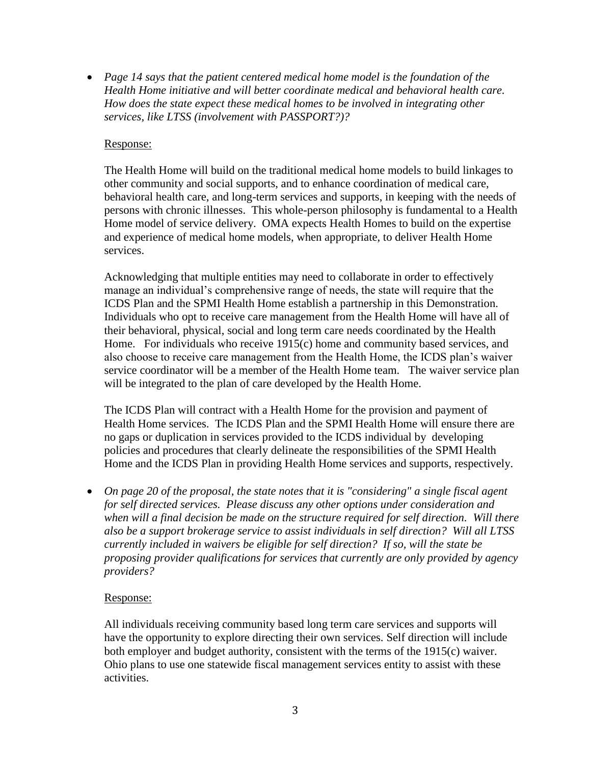- *Page 14 says that the patient centered medical home model is the foundation of the Health Home initiative and will better coordinate medical and behavioral health care. How does the state expect these medical homes to be involved in integrating other services, like LTSS (involvement with PASSPORT?)?*

  Response:

  The Health Home will build on the traditional medical home models to build linkages to other community and social supports, and to enhance coordination of medical care, behavioral health care, and long-term services and supports, in keeping with the needs of persons with chronic illnesses. This whole-person philosophy is fundamental to a Health Home model of service delivery. OMA expects Health Homes to build on the expertise and experience of medical home models, when appropriate, to deliver Health Home services.

  Acknowledging that multiple entities may need to collaborate in order to effectively manage an individual's comprehensive range of needs, the state will require that the ICDS Plan and the SPMI Health Home establish a partnership in this Demonstration. Individuals who opt to receive care management from the Health Home will have all of their behavioral, physical, social and long term care needs coordinated by the Health Home. For individuals who receive 1915(c) home and community based services, and also choose to receive care management from the Health Home, the ICDS plan's waiver service coordinator will be a member of the Health Home team. The waiver service plan will be integrated to the plan of care developed by the Health Home.

  The ICDS Plan will contract with a Health Home for the provision and payment of Health Home services. The ICDS Plan and the SPMI Health Home will ensure there are no gaps or duplication in services provided to the ICDS individual by developing policies and procedures that clearly delineate the responsibilities of the SPMI Health Home and the ICDS Plan in providing Health Home services and supports, respectively.

- *On page 20 of the proposal, the state notes that it is "considering" a single fiscal agent for self directed services. Please discuss any other options under consideration and when will a final decision be made on the structure required for self direction. Will there also be a support brokerage service to assist individuals in self direction? Will all LTSS currently included in waivers be eligible for self direction? If so, will the state be proposing provider qualifications for services that currently are only provided by agency providers?*

  Response:

  All individuals receiving community based long term care services and supports will have the opportunity to explore directing their own services. Self direction will include both employer and budget authority, consistent with the terms of the 1915(c) waiver. Ohio plans to use one statewide fiscal management services entity to assist with these activities.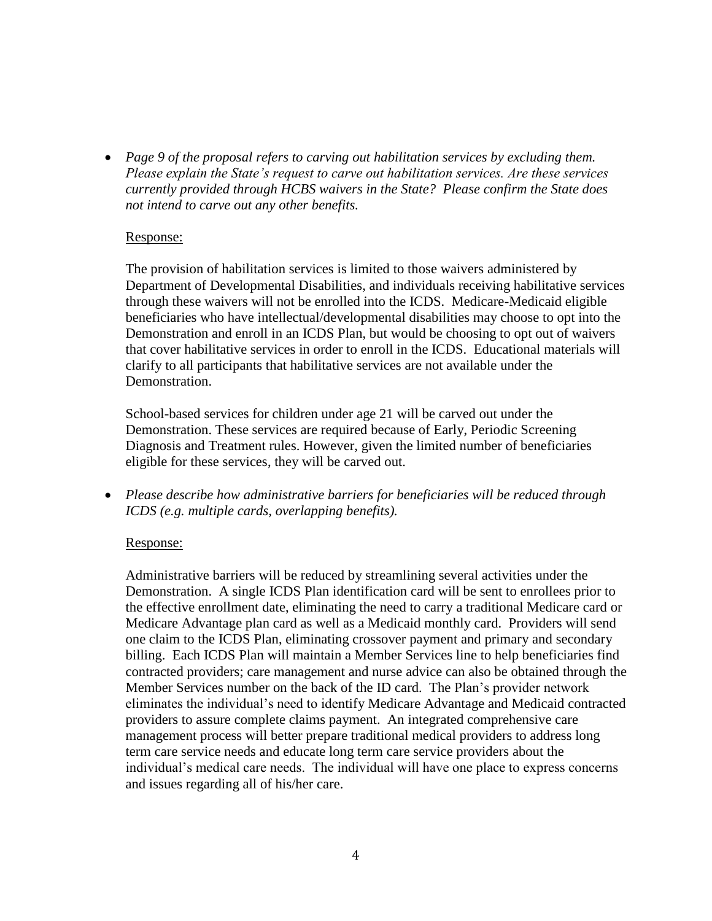- *Page 9 of the proposal refers to carving out habilitation services by excluding them. Please explain the State's request to carve out habilitation services. Are these services currently provided through HCBS waivers in the State? Please confirm the State does not intend to carve out any other benefits.*

  Response:

  The provision of habilitation services is limited to those waivers administered by Department of Developmental Disabilities, and individuals receiving habilitative services through these waivers will not be enrolled into the ICDS. Medicare-Medicaid eligible beneficiaries who have intellectual/developmental disabilities may choose to opt into the Demonstration and enroll in an ICDS Plan, but would be choosing to opt out of waivers that cover habilitative services in order to enroll in the ICDS. Educational materials will clarify to all participants that habilitative services are not available under the Demonstration.

  School-based services for children under age 21 will be carved out under the Demonstration. These services are required because of Early, Periodic Screening Diagnosis and Treatment rules. However, given the limited number of beneficiaries eligible for these services, they will be carved out.

- *Please describe how administrative barriers for beneficiaries will be reduced through ICDS (e.g. multiple cards, overlapping benefits).*

  Response:

  Administrative barriers will be reduced by streamlining several activities under the Demonstration. A single ICDS Plan identification card will be sent to enrollees prior to the effective enrollment date, eliminating the need to carry a traditional Medicare card or Medicare Advantage plan card as well as a Medicaid monthly card. Providers will send one claim to the ICDS Plan, eliminating crossover payment and primary and secondary billing. Each ICDS Plan will maintain a Member Services line to help beneficiaries find contracted providers; care management and nurse advice can also be obtained through the Member Services number on the back of the ID card. The Plan's provider network eliminates the individual's need to identify Medicare Advantage and Medicaid contracted providers to assure complete claims payment. An integrated comprehensive care management process will better prepare traditional medical providers to address long term care service needs and educate long term care service providers about the individual's medical care needs. The individual will have one place to express concerns and issues regarding all of his/her care.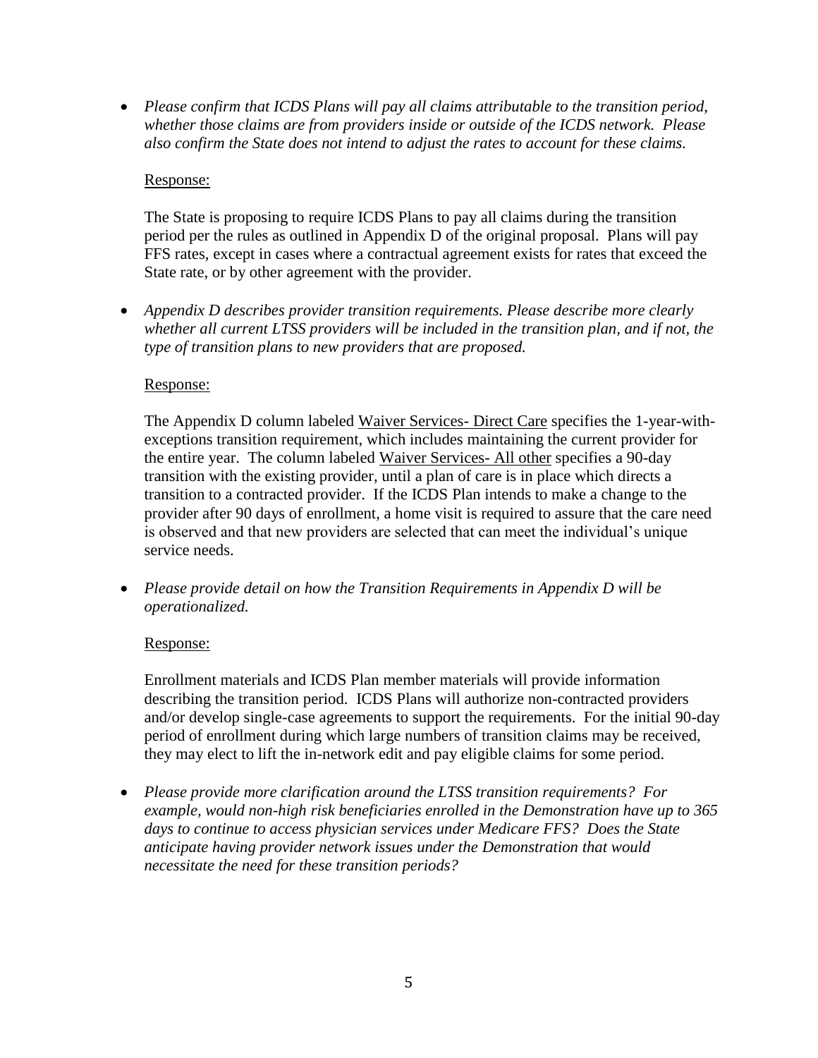- *Please confirm that ICDS Plans will pay all claims attributable to the transition period, whether those claims are from providers inside or outside of the ICDS network. Please also confirm the State does not intend to adjust the rates to account for these claims.*

  Response:

  The State is proposing to require ICDS Plans to pay all claims during the transition period per the rules as outlined in Appendix D of the original proposal. Plans will pay FFS rates, except in cases where a contractual agreement exists for rates that exceed the State rate, or by other agreement with the provider.

- *Appendix D describes provider transition requirements. Please describe more clearly whether all current LTSS providers will be included in the transition plan, and if not, the type of transition plans to new providers that are proposed.*

  Response:

  The Appendix D column labeled Waiver Services- Direct Care specifies the 1-year-with-exceptions transition requirement, which includes maintaining the current provider for the entire year. The column labeled Waiver Services- All other specifies a 90-day transition with the existing provider, until a plan of care is in place which directs a transition to a contracted provider. If the ICDS Plan intends to make a change to the provider after 90 days of enrollment, a home visit is required to assure that the care need is observed and that new providers are selected that can meet the individual's unique service needs.

- *Please provide detail on how the Transition Requirements in Appendix D will be operationalized.*

  Response:

  Enrollment materials and ICDS Plan member materials will provide information describing the transition period. ICDS Plans will authorize non-contracted providers and/or develop single-case agreements to support the requirements. For the initial 90-day period of enrollment during which large numbers of transition claims may be received, they may elect to lift the in-network edit and pay eligible claims for some period.

- *Please provide more clarification around the LTSS transition requirements? For example, would non-high risk beneficiaries enrolled in the Demonstration have up to 365 days to continue to access physician services under Medicare FFS? Does the State anticipate having provider network issues under the Demonstration that would necessitate the need for these transition periods?*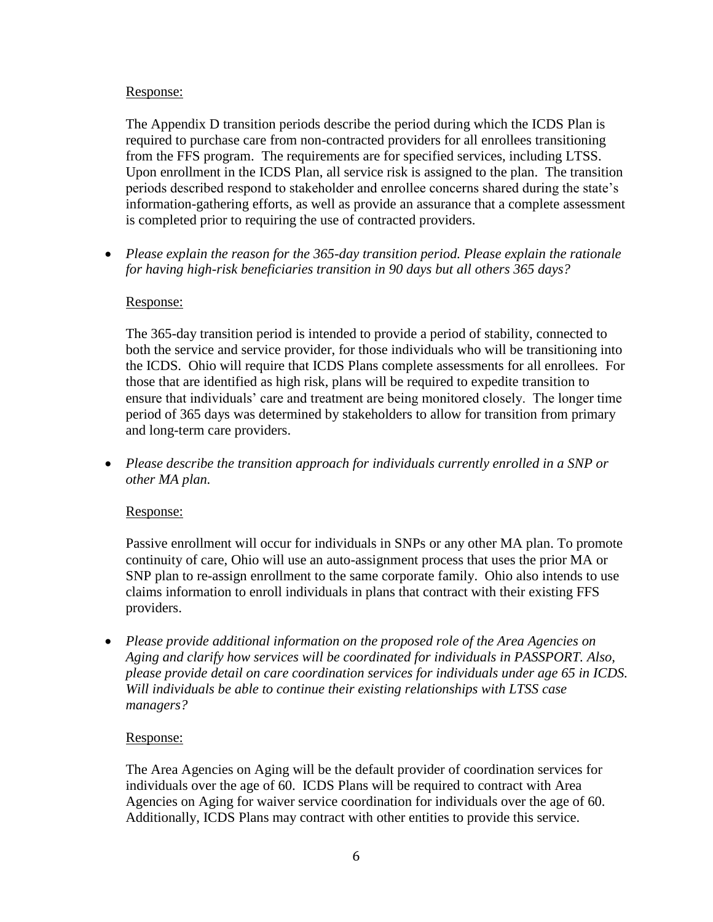Response:

The Appendix D transition periods describe the period during which the ICDS Plan is required to purchase care from non-contracted providers for all enrollees transitioning from the FFS program. The requirements are for specified services, including LTSS. Upon enrollment in the ICDS Plan, all service risk is assigned to the plan. The transition periods described respond to stakeholder and enrollee concerns shared during the state's information-gathering efforts, as well as provide an assurance that a complete assessment is completed prior to requiring the use of contracted providers.

- *Please explain the reason for the 365-day transition period. Please explain the rationale for having high-risk beneficiaries transition in 90 days but all others 365 days?*

Response:

The 365-day transition period is intended to provide a period of stability, connected to both the service and service provider, for those individuals who will be transitioning into the ICDS. Ohio will require that ICDS Plans complete assessments for all enrollees. For those that are identified as high risk, plans will be required to expedite transition to ensure that individuals' care and treatment are being monitored closely. The longer time period of 365 days was determined by stakeholders to allow for transition from primary and long-term care providers.

- *Please describe the transition approach for individuals currently enrolled in a SNP or other MA plan.*

Response:

Passive enrollment will occur for individuals in SNPs or any other MA plan. To promote continuity of care, Ohio will use an auto-assignment process that uses the prior MA or SNP plan to re-assign enrollment to the same corporate family. Ohio also intends to use claims information to enroll individuals in plans that contract with their existing FFS providers.

- *Please provide additional information on the proposed role of the Area Agencies on Aging and clarify how services will be coordinated for individuals in PASSPORT. Also, please provide detail on care coordination services for individuals under age 65 in ICDS. Will individuals be able to continue their existing relationships with LTSS case managers?*

Response:

The Area Agencies on Aging will be the default provider of coordination services for individuals over the age of 60. ICDS Plans will be required to contract with Area Agencies on Aging for waiver service coordination for individuals over the age of 60. Additionally, ICDS Plans may contract with other entities to provide this service.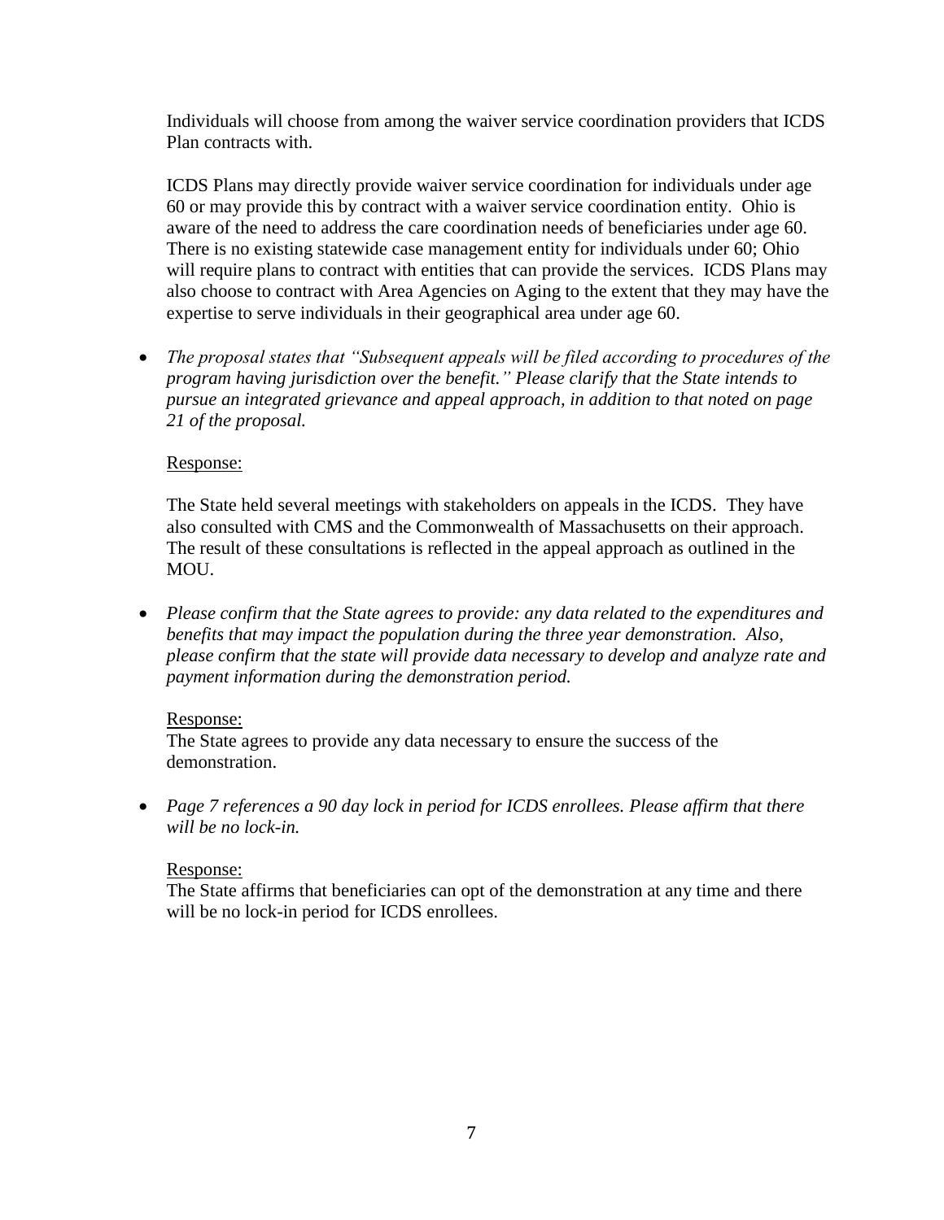Individuals will choose from among the waiver service coordination providers that ICDS Plan contracts with.

ICDS Plans may directly provide waiver service coordination for individuals under age 60 or may provide this by contract with a waiver service coordination entity. Ohio is aware of the need to address the care coordination needs of beneficiaries under age 60. There is no existing statewide case management entity for individuals under 60; Ohio will require plans to contract with entities that can provide the services. ICDS Plans may also choose to contract with Area Agencies on Aging to the extent that they may have the expertise to serve individuals in their geographical area under age 60.

- *The proposal states that "Subsequent appeals will be filed according to procedures of the program having jurisdiction over the benefit." Please clarify that the State intends to pursue an integrated grievance and appeal approach, in addition to that noted on page 21 of the proposal.*

  Response:

  The State held several meetings with stakeholders on appeals in the ICDS. They have also consulted with CMS and the Commonwealth of Massachusetts on their approach. The result of these consultations is reflected in the appeal approach as outlined in the MOU.

- *Please confirm that the State agrees to provide: any data related to the expenditures and benefits that may impact the population during the three year demonstration. Also, please confirm that the state will provide data necessary to develop and analyze rate and payment information during the demonstration period.*

  Response:
  The State agrees to provide any data necessary to ensure the success of the demonstration.

- *Page 7 references a 90 day lock in period for ICDS enrollees. Please affirm that there will be no lock-in.*

  Response:
  The State affirms that beneficiaries can opt of the demonstration at any time and there will be no lock-in period for ICDS enrollees.